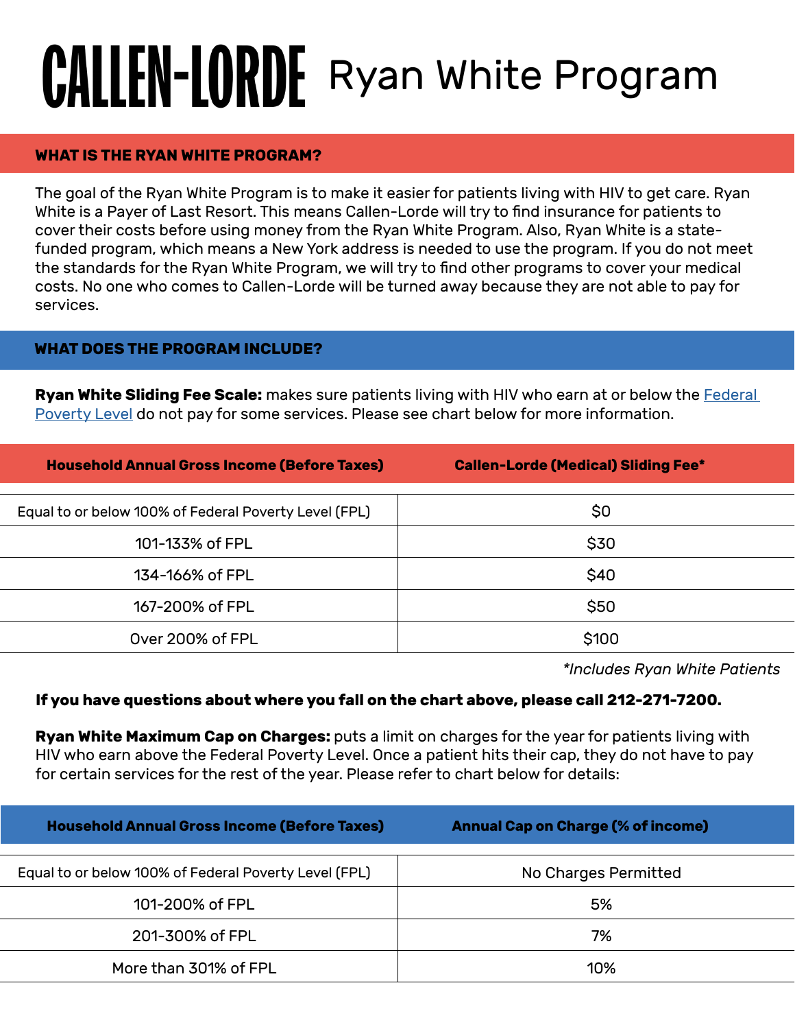# CALLEN-LORDE Ryan White Program

## WHAT IS THE RYAN WHITE PROGRAM?

The goal of the Ryan White Program is to make it easier for patients living with HIV to get care. Ryan White is a Payer of Last Resort. This means Callen-Lorde will try to find insurance for patients to cover their costs before using money from the Ryan White Program. Also, Ryan White is a state-funded program, which means a New York address is needed to use the program. If you do not meet the standards for the Ryan White Program, we will try to find other programs to cover your medical costs. No one who comes to Callen-Lorde will be turned away because they are not able to pay for services.

## WHAT DOES THE PROGRAM INCLUDE?

**Ryan White Sliding Fee Scale:** makes sure patients living with HIV who earn at or below the Federal Poverty Level do not pay for some services. Please see chart below for more information.

| Household Annual Gross Income (Before Taxes) | Callen-Lorde (Medical) Sliding Fee* |
|---|---|
| Equal to or below 100% of Federal Poverty Level (FPL) | $0 |
| 101-133% of FPL | $30 |
| 134-166% of FPL | $40 |
| 167-200% of FPL | $50 |
| Over 200% of FPL | $100 |

*\*Includes Ryan White Patients*

**If you have questions about where you fall on the chart above, please call 212-271-7200.**

**Ryan White Maximum Cap on Charges:** puts a limit on charges for the year for patients living with HIV who earn above the Federal Poverty Level. Once a patient hits their cap, they do not have to pay for certain services for the rest of the year. Please refer to chart below for details:

| Household Annual Gross Income (Before Taxes) | Annual Cap on Charge (% of income) |
|---|---|
| Equal to or below 100% of Federal Poverty Level (FPL) | No Charges Permitted |
| 101-200% of FPL | 5% |
| 201-300% of FPL | 7% |
| More than 301% of FPL | 10% |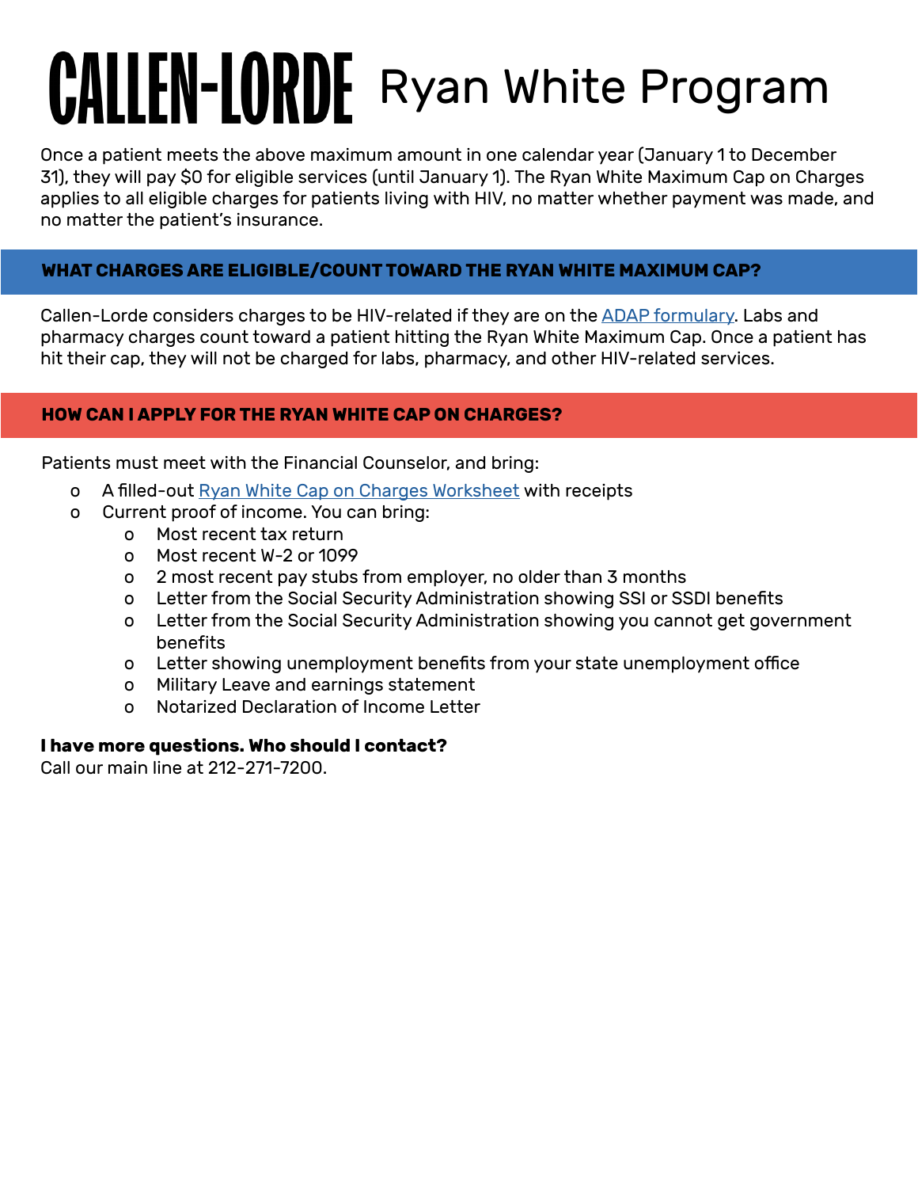# CALLEN-LORDE Ryan White Program

Once a patient meets the above maximum amount in one calendar year (January 1 to December 31), they will pay $0 for eligible services (until January 1). The Ryan White Maximum Cap on Charges applies to all eligible charges for patients living with HIV, no matter whether payment was made, and no matter the patient's insurance.

## WHAT CHARGES ARE ELIGIBLE/COUNT TOWARD THE RYAN WHITE MAXIMUM CAP?

Callen-Lorde considers charges to be HIV-related if they are on the ADAP formulary. Labs and pharmacy charges count toward a patient hitting the Ryan White Maximum Cap. Once a patient has hit their cap, they will not be charged for labs, pharmacy, and other HIV-related services.

## HOW CAN I APPLY FOR THE RYAN WHITE CAP ON CHARGES?

Patients must meet with the Financial Counselor, and bring:

- A filled-out Ryan White Cap on Charges Worksheet with receipts
- Current proof of income. You can bring:
  - Most recent tax return
  - Most recent W-2 or 1099
  - 2 most recent pay stubs from employer, no older than 3 months
  - Letter from the Social Security Administration showing SSI or SSDI benefits
  - Letter from the Social Security Administration showing you cannot get government benefits
  - Letter showing unemployment benefits from your state unemployment office
  - Military Leave and earnings statement
  - Notarized Declaration of Income Letter

**I have more questions. Who should I contact?**
Call our main line at 212-271-7200.